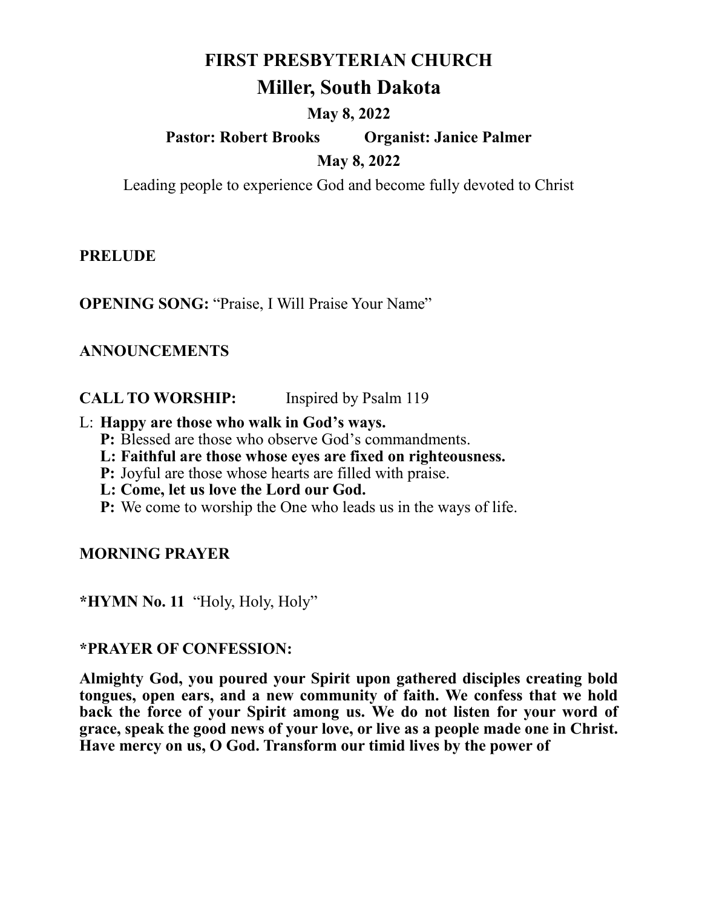# FIRST PRESBYTERIAN CHURCH

## Miller, South Dakota

**May 8, 2022**

**Pastor: Robert Brooks        Organist: Janice Palmer**

**May 8, 2022**

Leading people to experience God and become fully devoted to Christ

**PRELUDE**

**OPENING SONG:** "Praise, I Will Praise Your Name"

**ANNOUNCEMENTS**

**CALL TO WORSHIP:**        Inspired by Psalm 119

L: **Happy are those who walk in God's ways.**
**P:** Blessed are those who observe God's commandments.
**L: Faithful are those whose eyes are fixed on righteousness.**
**P:** Joyful are those whose hearts are filled with praise.
**L: Come, let us love the Lord our God.**
**P:** We come to worship the One who leads us in the ways of life.

**MORNING PRAYER**

**\*HYMN No. 11** "Holy, Holy, Holy"

**\*PRAYER OF CONFESSION:**

**Almighty God, you poured your Spirit upon gathered disciples creating bold tongues, open ears, and a new community of faith. We confess that we hold back the force of your Spirit among us. We do not listen for your word of grace, speak the good news of your love, or live as a people made one in Christ. Have mercy on us, O God. Transform our timid lives by the power of**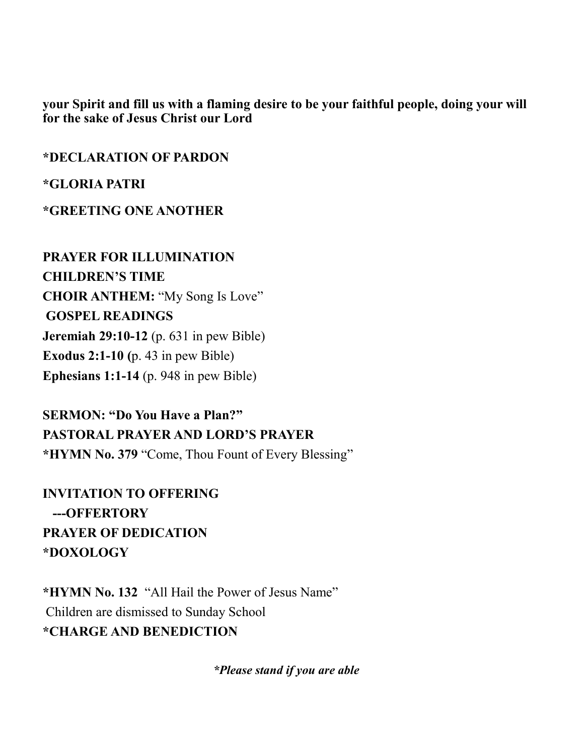**your Spirit and fill us with a flaming desire to be your faithful people, doing your will for the sake of Jesus Christ our Lord**

**\*DECLARATION OF PARDON**

**\*GLORIA PATRI**

**\*GREETING ONE ANOTHER**

**PRAYER FOR ILLUMINATION**
**CHILDREN'S TIME**
**CHOIR ANTHEM:** "My Song Is Love"
**GOSPEL READINGS**
**Jeremiah 29:10-12** (p. 631 in pew Bible)
**Exodus 2:1-10** (p. 43 in pew Bible)
**Ephesians 1:1-14** (p. 948 in pew Bible)

**SERMON: "Do You Have a Plan?"**
**PASTORAL PRAYER AND LORD'S PRAYER**
**\*HYMN No. 379** "Come, Thou Fount of Every Blessing"

**INVITATION TO OFFERING**
**---OFFERTORY**
**PRAYER OF DEDICATION**
**\*DOXOLOGY**

**\*HYMN No. 132** "All Hail the Power of Jesus Name"
Children are dismissed to Sunday School
**\*CHARGE AND BENEDICTION**

***\*Please stand if you are able***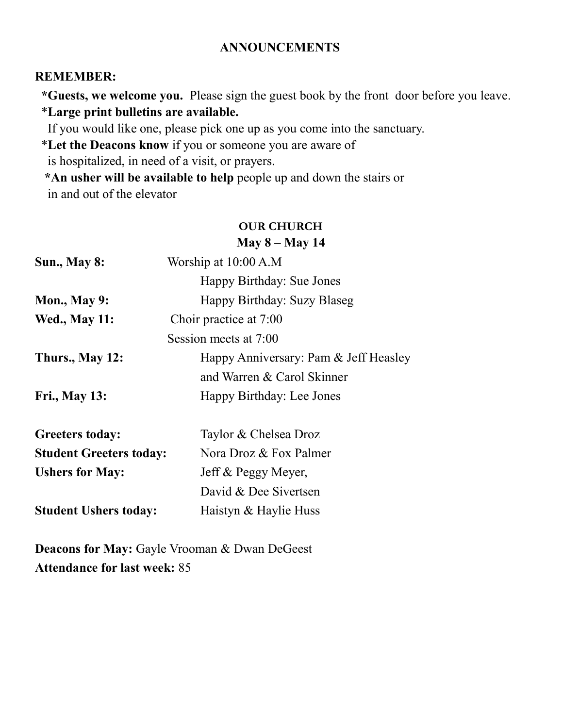## ANNOUNCEMENTS

**REMEMBER:**

***Guests, we welcome you.** Please sign the guest book by the front door before you leave.

***Large print bulletins are available.**
If you would like one, please pick one up as you come into the sanctuary.

***Let the Deacons know** if you or someone you are aware of
is hospitalized, in need of a visit, or prayers.

***An usher will be available to help** people up and down the stairs or
in and out of the elevator

### OUR CHURCH
### May 8 – May 14

| | |
|---|---|
| **Sun., May 8:** | Worship at 10:00 A.M |
| | Happy Birthday: Sue Jones |
| **Mon., May 9:** | Happy Birthday: Suzy Blaseg |
| **Wed., May 11:** | Choir practice at 7:00 |
| | Session meets at 7:00 |
| **Thurs., May 12:** | Happy Anniversary: Pam & Jeff Heasley |
| | and Warren & Carol Skinner |
| **Fri., May 13:** | Happy Birthday: Lee Jones |

| | |
|---|---|
| **Greeters today:** | Taylor & Chelsea Droz |
| **Student Greeters today:** | Nora Droz & Fox Palmer |
| **Ushers for May:** | Jeff & Peggy Meyer, |
| | David & Dee Sivertsen |
| **Student Ushers today:** | Haistyn & Haylie Huss |

**Deacons for May:** Gayle Vrooman & Dwan DeGeest

**Attendance for last week:** 85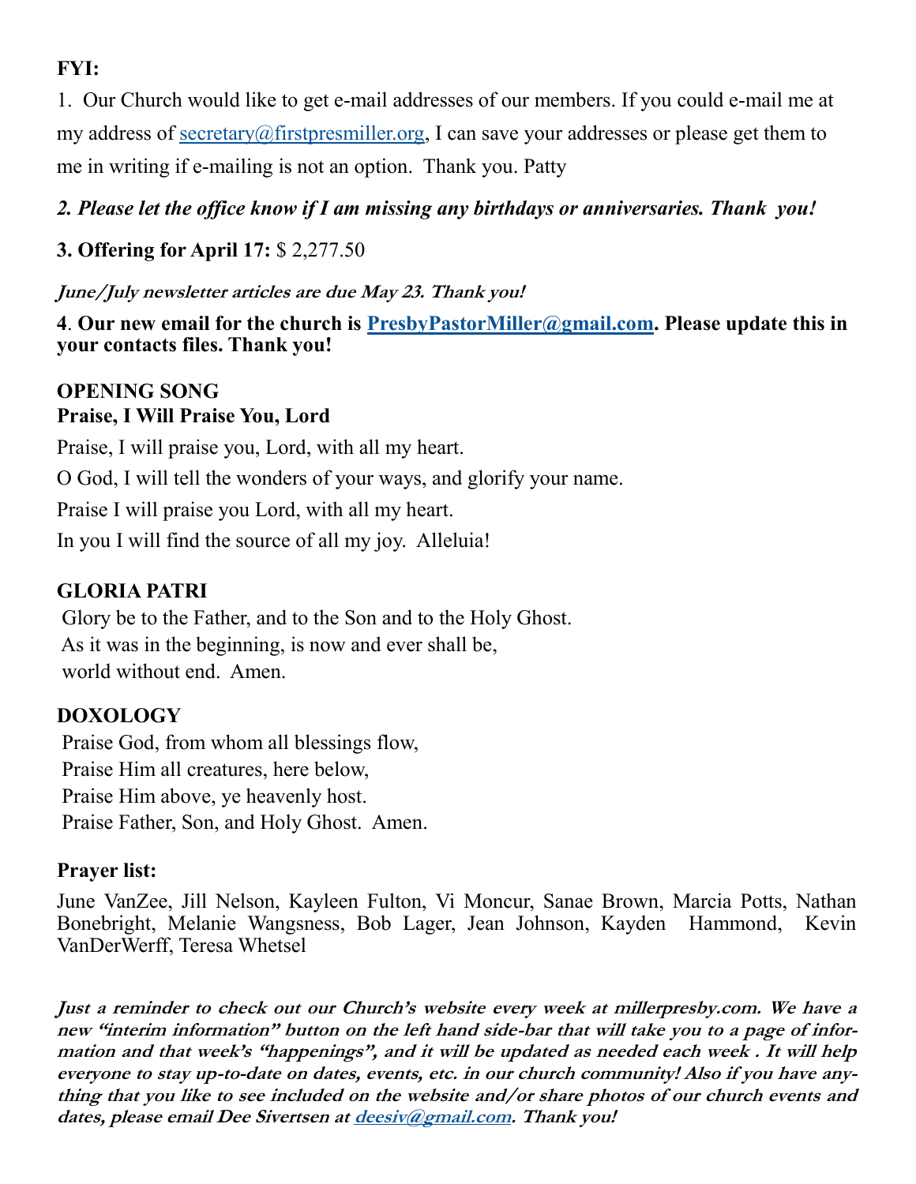**FYI:**

1. Our Church would like to get e-mail addresses of our members. If you could e-mail me at my address of secretary@firstpresmiller.org, I can save your addresses or please get them to me in writing if e-mailing is not an option. Thank you. Patty

***2. Please let the office know if I am missing any birthdays or anniversaries. Thank you!***

**3. Offering for April 17:** $ 2,277.50

***June/July newsletter articles are due May 23. Thank you!***

**4. Our new email for the church is PresbyPastorMiller@gmail.com. Please update this in your contacts files. Thank you!**

**OPENING SONG**

**Praise, I Will Praise You, Lord**

Praise, I will praise you, Lord, with all my heart.

O God, I will tell the wonders of your ways, and glorify your name.

Praise I will praise you Lord, with all my heart.

In you I will find the source of all my joy. Alleluia!

**GLORIA PATRI**

Glory be to the Father, and to the Son and to the Holy Ghost.
As it was in the beginning, is now and ever shall be,
world without end. Amen.

**DOXOLOGY**

Praise God, from whom all blessings flow,
Praise Him all creatures, here below,
Praise Him above, ye heavenly host.
Praise Father, Son, and Holy Ghost. Amen.

**Prayer list:**

June VanZee, Jill Nelson, Kayleen Fulton, Vi Moncur, Sanae Brown, Marcia Potts, Nathan Bonebright, Melanie Wangsness, Bob Lager, Jean Johnson, Kayden Hammond, Kevin VanDerWerff, Teresa Whetsel

***Just a reminder to check out our Church's website every week at millerpresby.com. We have a new "interim information" button on the left hand side-bar that will take you to a page of information and that week's "happenings", and it will be updated as needed each week . It will help everyone to stay up-to-date on dates, events, etc. in our church community! Also if you have anything that you like to see included on the website and/or share photos of our church events and dates, please email Dee Sivertsen at deesiv@gmail.com. Thank you!***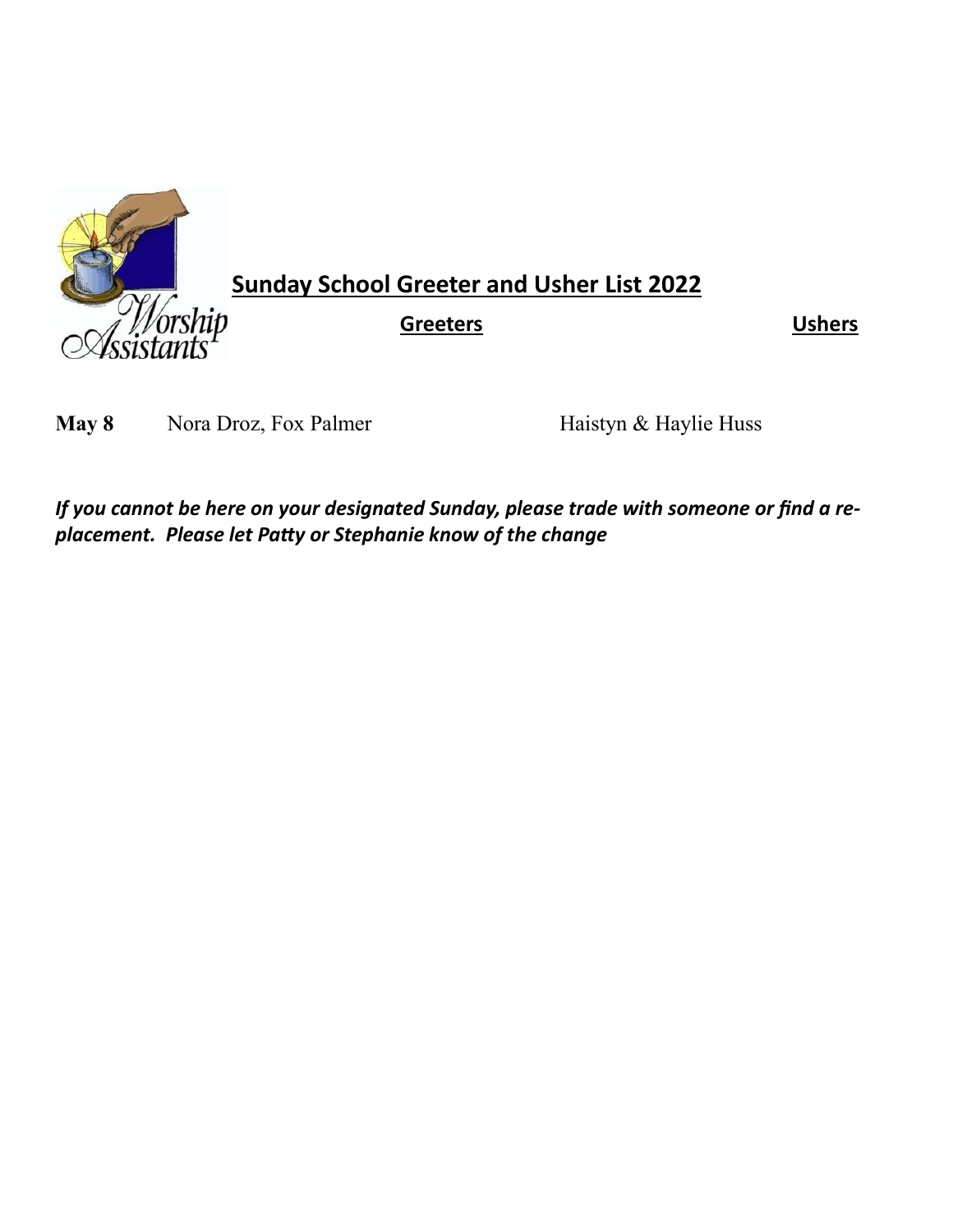## Sunday School Greeter and Usher List 2022

| | Greeters | Ushers |
|---|---|---|
| **May 8** | Nora Droz, Fox Palmer | Haistyn & Haylie Huss |

***If you cannot be here on your designated Sunday, please trade with someone or find a replacement. Please let Patty or Stephanie know of the change***